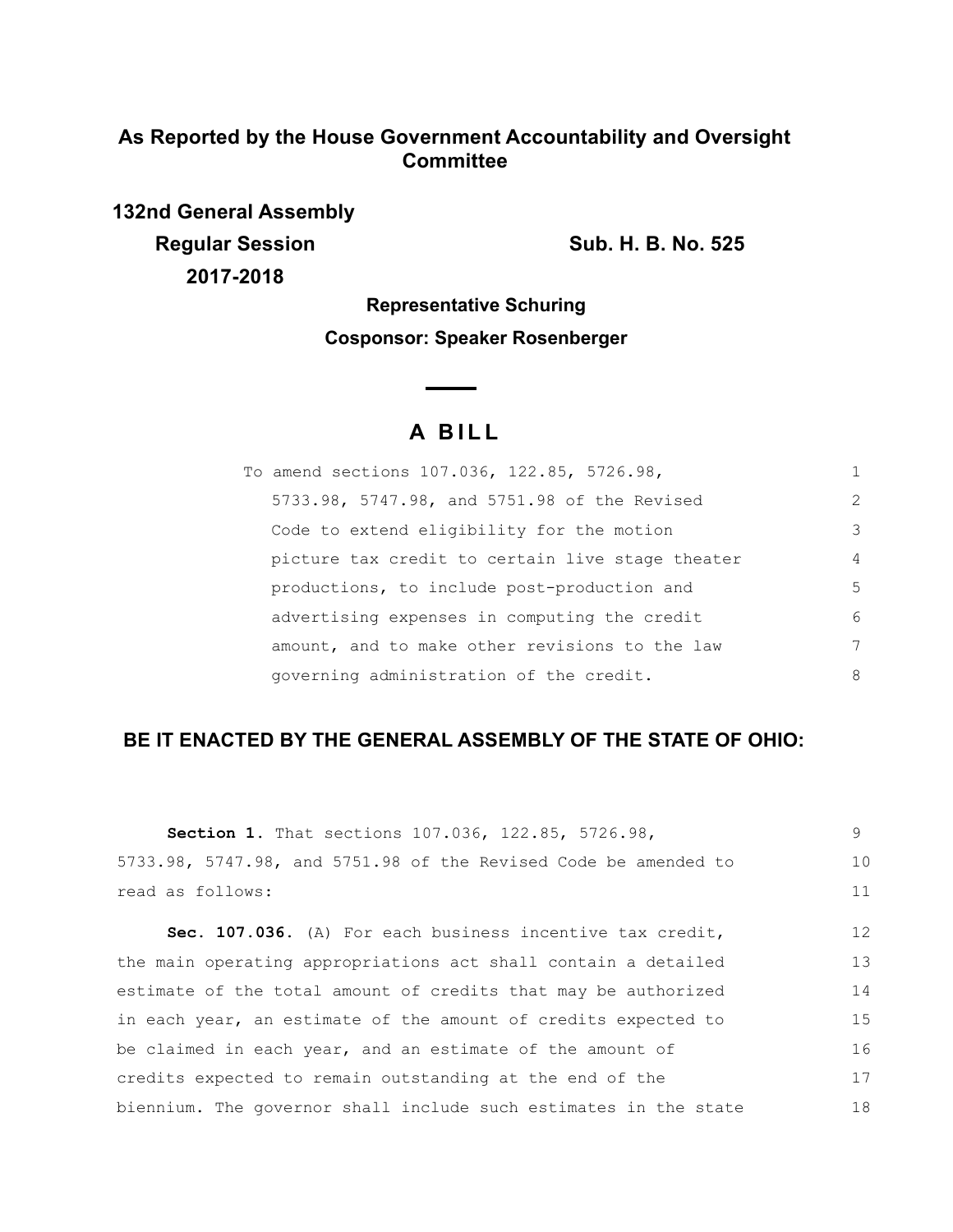**As Reported by the House Government Accountability and Oversight Committee**

**132nd General Assembly**

**Regular Session** **Sub. H. B. No. 525**

**2017-2018**

**Representative Schuring**

**Cosponsor: Speaker Rosenberger**

# A BILL

To amend sections 107.036, 122.85, 5726.98, 5733.98, 5747.98, and 5751.98 of the Revised Code to extend eligibility for the motion picture tax credit to certain live stage theater productions, to include post-production and advertising expenses in computing the credit amount, and to make other revisions to the law governing administration of the credit.

**BE IT ENACTED BY THE GENERAL ASSEMBLY OF THE STATE OF OHIO:**

**Section 1.** That sections 107.036, 122.85, 5726.98, 5733.98, 5747.98, and 5751.98 of the Revised Code be amended to read as follows:

**Sec. 107.036.** (A) For each business incentive tax credit, the main operating appropriations act shall contain a detailed estimate of the total amount of credits that may be authorized in each year, an estimate of the amount of credits expected to be claimed in each year, and an estimate of the amount of credits expected to remain outstanding at the end of the biennium. The governor shall include such estimates in the state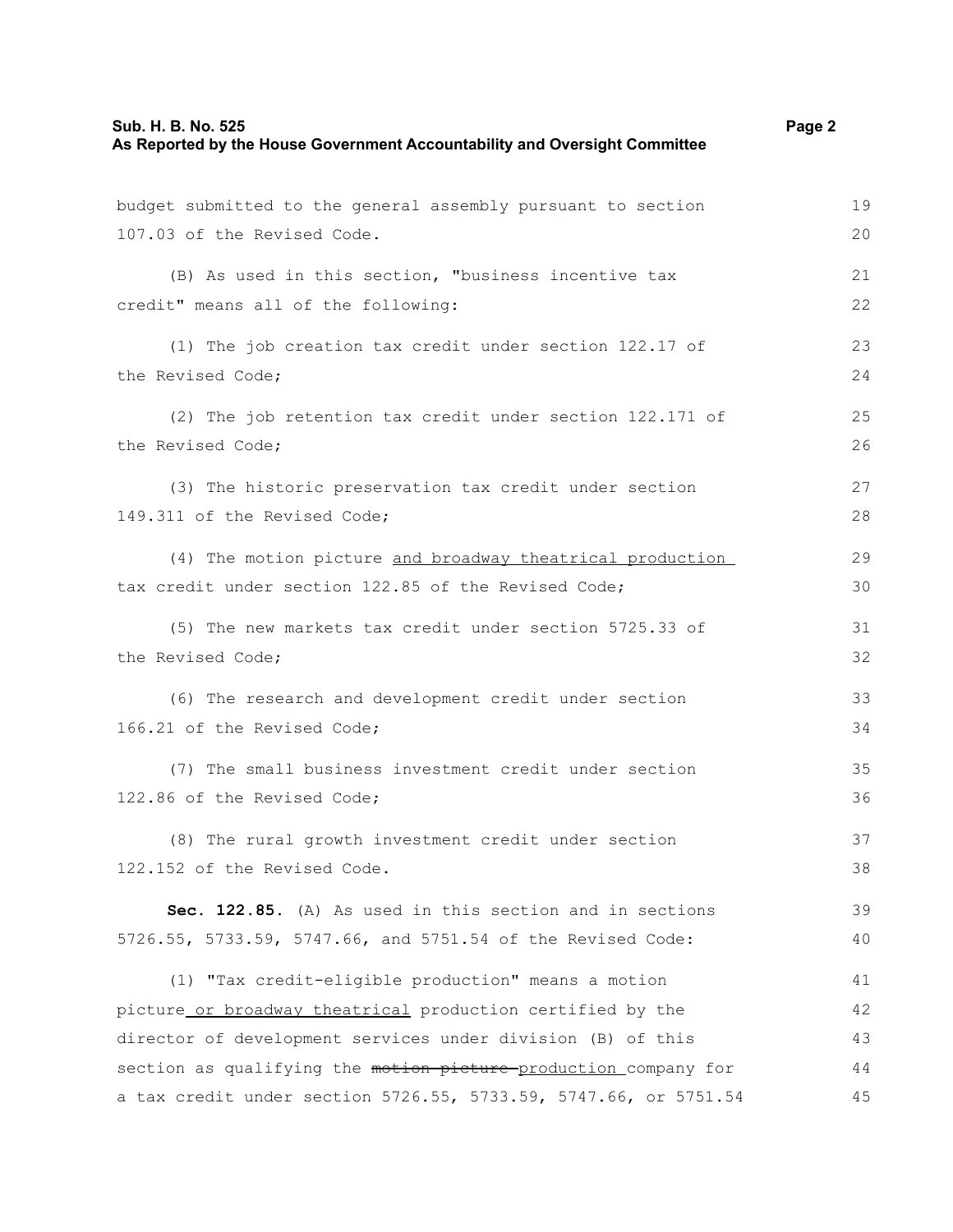budget submitted to the general assembly pursuant to section 107.03 of the Revised Code.

(B) As used in this section, "business incentive tax credit" means all of the following:

(1) The job creation tax credit under section 122.17 of the Revised Code;

(2) The job retention tax credit under section 122.171 of the Revised Code;

(3) The historic preservation tax credit under section 149.311 of the Revised Code;

(4) The motion picture <u>and broadway theatrical production</u> tax credit under section 122.85 of the Revised Code;

(5) The new markets tax credit under section 5725.33 of the Revised Code;

(6) The research and development credit under section 166.21 of the Revised Code;

(7) The small business investment credit under section 122.86 of the Revised Code;

(8) The rural growth investment credit under section 122.152 of the Revised Code.

**Sec. 122.85.** (A) As used in this section and in sections 5726.55, 5733.59, 5747.66, and 5751.54 of the Revised Code:

(1) "Tax credit-eligible production" means a motion picture<u> or broadway theatrical</u> production certified by the director of development services under division (B) of this section as qualifying the ~~motion picture~~ <u>production</u> company for a tax credit under section 5726.55, 5733.59, 5747.66, or 5751.54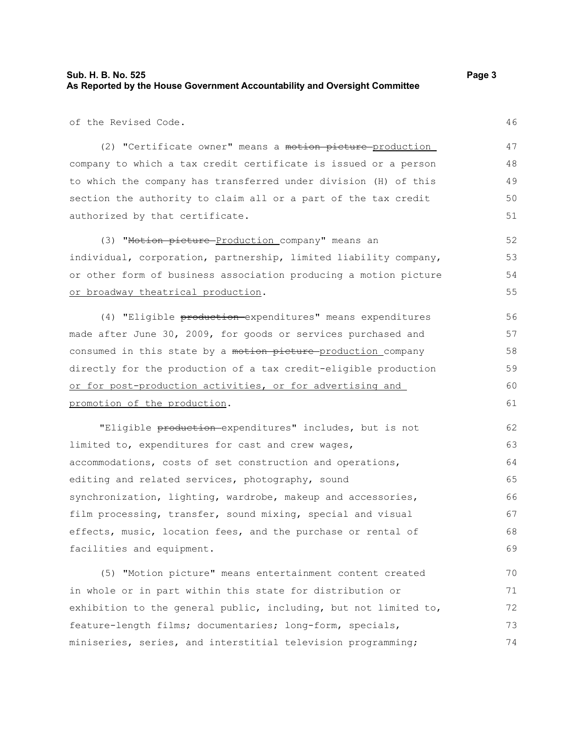of the Revised Code.

(2) "Certificate owner" means a ~~motion picture~~ <u>production</u> company to which a tax credit certificate is issued or a person to which the company has transferred under division (H) of this section the authority to claim all or a part of the tax credit authorized by that certificate.

(3) "~~Motion picture~~ <u>Production</u> company" means an individual, corporation, partnership, limited liability company, or other form of business association producing a motion picture <u>or broadway theatrical production</u>.

(4) "Eligible ~~production~~ expenditures" means expenditures made after June 30, 2009, for goods or services purchased and consumed in this state by a ~~motion picture~~ <u>production</u> company directly for the production of a tax credit-eligible production <u>or for post-production activities, or for advertising and promotion of the production</u>.

"Eligible ~~production~~ expenditures" includes, but is not limited to, expenditures for cast and crew wages, accommodations, costs of set construction and operations, editing and related services, photography, sound synchronization, lighting, wardrobe, makeup and accessories, film processing, transfer, sound mixing, special and visual effects, music, location fees, and the purchase or rental of facilities and equipment.

(5) "Motion picture" means entertainment content created in whole or in part within this state for distribution or exhibition to the general public, including, but not limited to, feature-length films; documentaries; long-form, specials, miniseries, series, and interstitial television programming;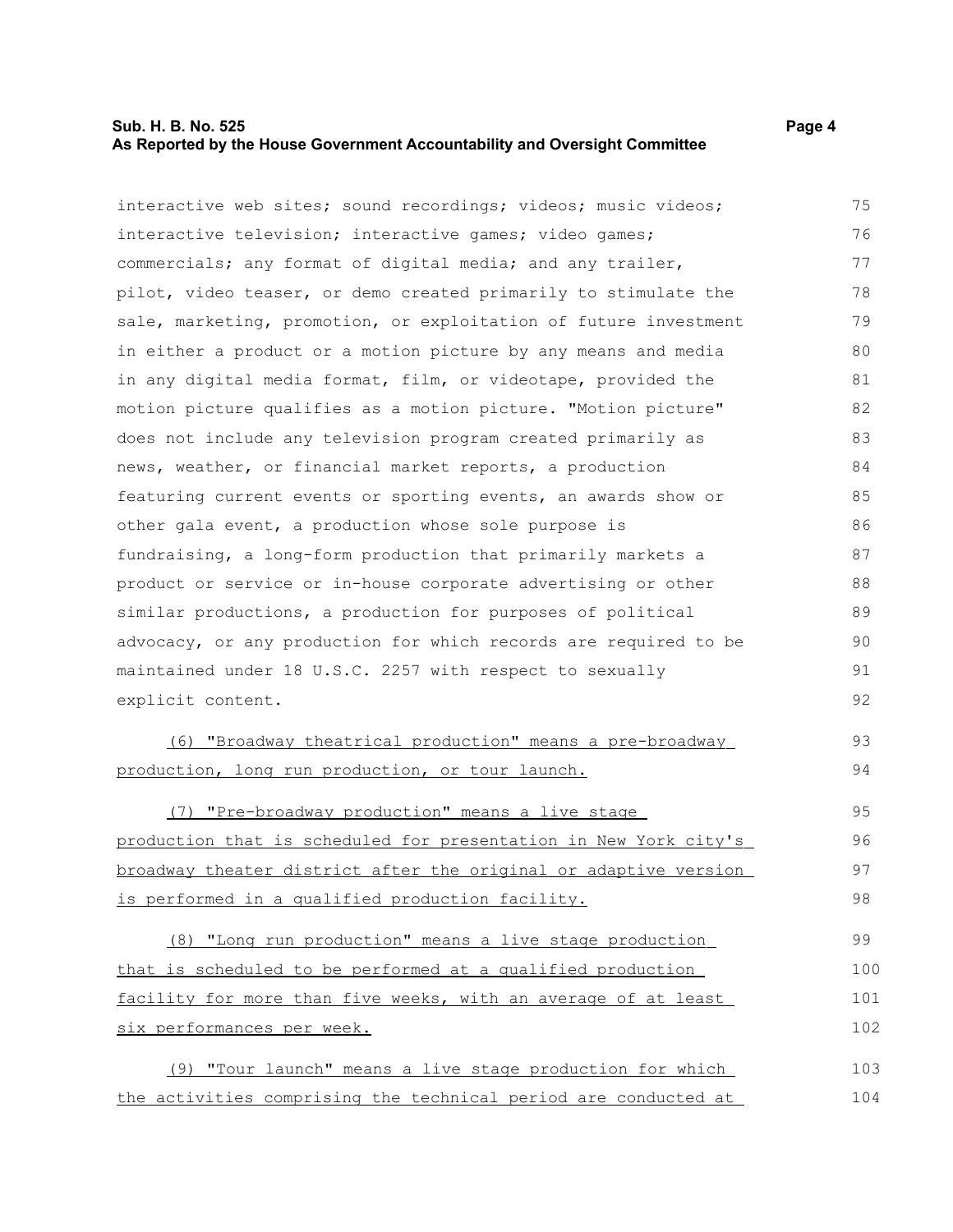interactive web sites; sound recordings; videos; music videos; interactive television; interactive games; video games; commercials; any format of digital media; and any trailer, pilot, video teaser, or demo created primarily to stimulate the sale, marketing, promotion, or exploitation of future investment in either a product or a motion picture by any means and media in any digital media format, film, or videotape, provided the motion picture qualifies as a motion picture. "Motion picture" does not include any television program created primarily as news, weather, or financial market reports, a production featuring current events or sporting events, an awards show or other gala event, a production whose sole purpose is fundraising, a long-form production that primarily markets a product or service or in-house corporate advertising or other similar productions, a production for purposes of political advocacy, or any production for which records are required to be maintained under 18 U.S.C. 2257 with respect to sexually explicit content.

(6) "Broadway theatrical production" means a pre-broadway production, long run production, or tour launch.

(7) "Pre-broadway production" means a live stage production that is scheduled for presentation in New York city's broadway theater district after the original or adaptive version is performed in a qualified production facility.

(8) "Long run production" means a live stage production that is scheduled to be performed at a qualified production facility for more than five weeks, with an average of at least six performances per week.

(9) "Tour launch" means a live stage production for which the activities comprising the technical period are conducted at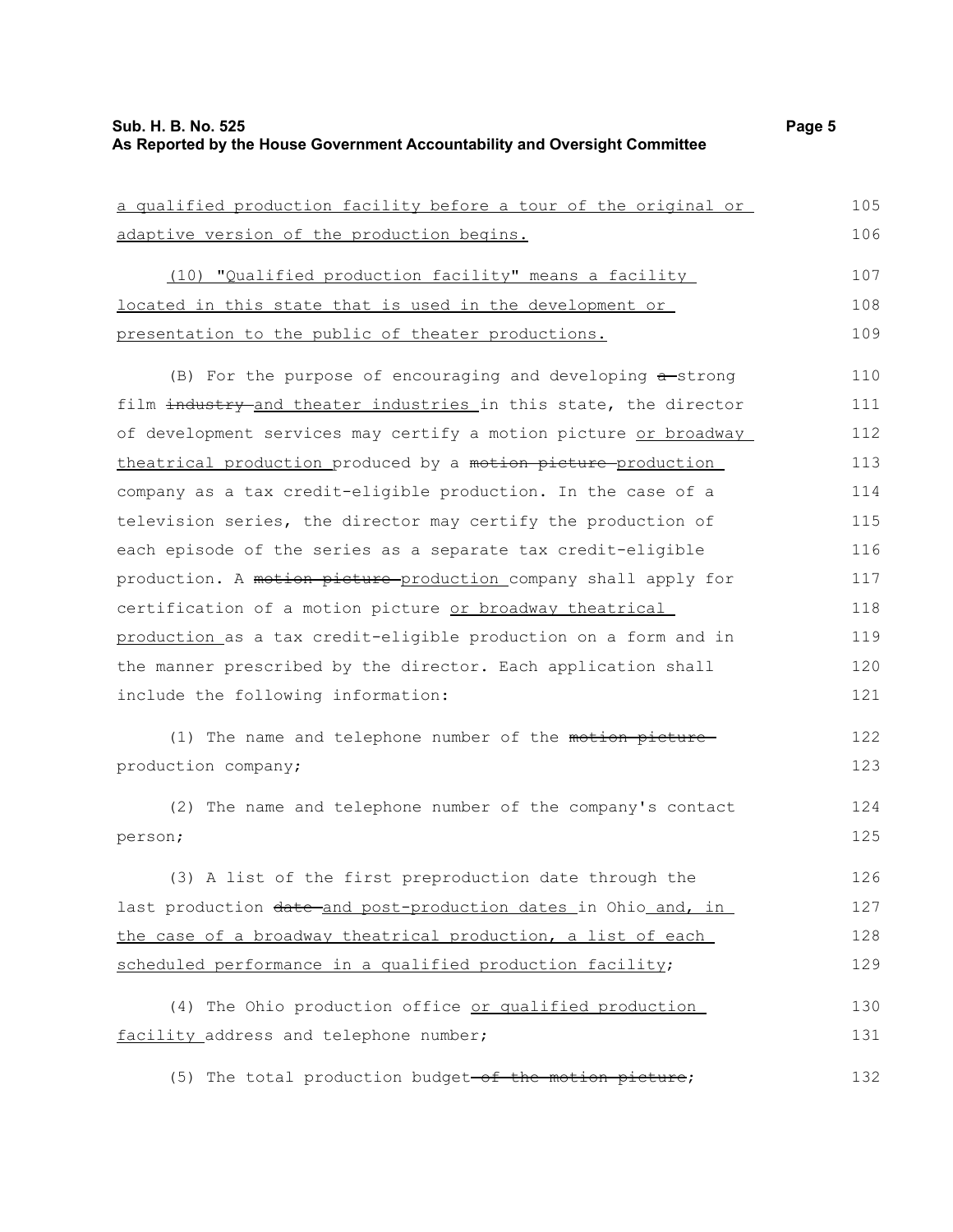a qualified production facility before a tour of the original or adaptive version of the production begins.

(10) "Qualified production facility" means a facility located in this state that is used in the development or presentation to the public of theater productions.

(B) For the purpose of encouraging and developing ~~a~~ strong film ~~industry~~ and theater industries in this state, the director of development services may certify a motion picture or broadway theatrical production produced by a ~~motion picture~~ production company as a tax credit-eligible production. In the case of a television series, the director may certify the production of each episode of the series as a separate tax credit-eligible production. A ~~motion picture~~ production company shall apply for certification of a motion picture or broadway theatrical production as a tax credit-eligible production on a form and in the manner prescribed by the director. Each application shall include the following information:

(1) The name and telephone number of the ~~motion picture~~ production company;

(2) The name and telephone number of the company's contact person;

(3) A list of the first preproduction date through the last production ~~date~~ and post-production dates in Ohio and, in the case of a broadway theatrical production, a list of each scheduled performance in a qualified production facility;

(4) The Ohio production office or qualified production facility address and telephone number;

(5) The total production budget ~~of the motion picture~~;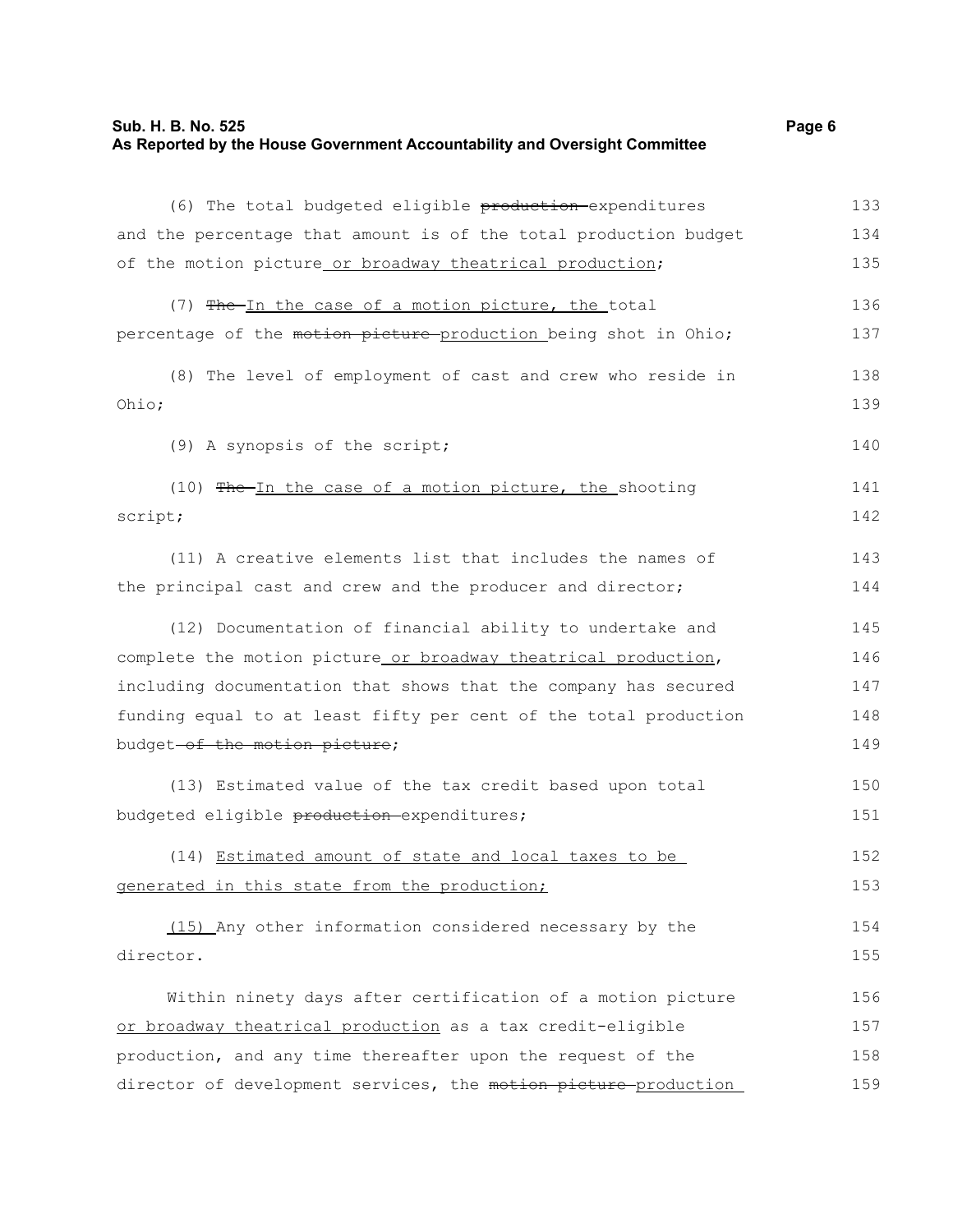(6) The total budgeted eligible ~~production~~ expenditures and the percentage that amount is of the total production budget of the motion picture or broadway theatrical production;

(7) ~~The~~ In the case of a motion picture, the total percentage of the ~~motion picture~~ production being shot in Ohio;

(8) The level of employment of cast and crew who reside in Ohio;

(9) A synopsis of the script;

(10) ~~The~~ In the case of a motion picture, the shooting script;

(11) A creative elements list that includes the names of the principal cast and crew and the producer and director;

(12) Documentation of financial ability to undertake and complete the motion picture or broadway theatrical production, including documentation that shows that the company has secured funding equal to at least fifty per cent of the total production budget ~~of the motion picture~~;

(13) Estimated value of the tax credit based upon total budgeted eligible ~~production~~ expenditures;

(14) Estimated amount of state and local taxes to be generated in this state from the production;

(15) Any other information considered necessary by the director.

Within ninety days after certification of a motion picture or broadway theatrical production as a tax credit-eligible production, and any time thereafter upon the request of the director of development services, the ~~motion picture~~ production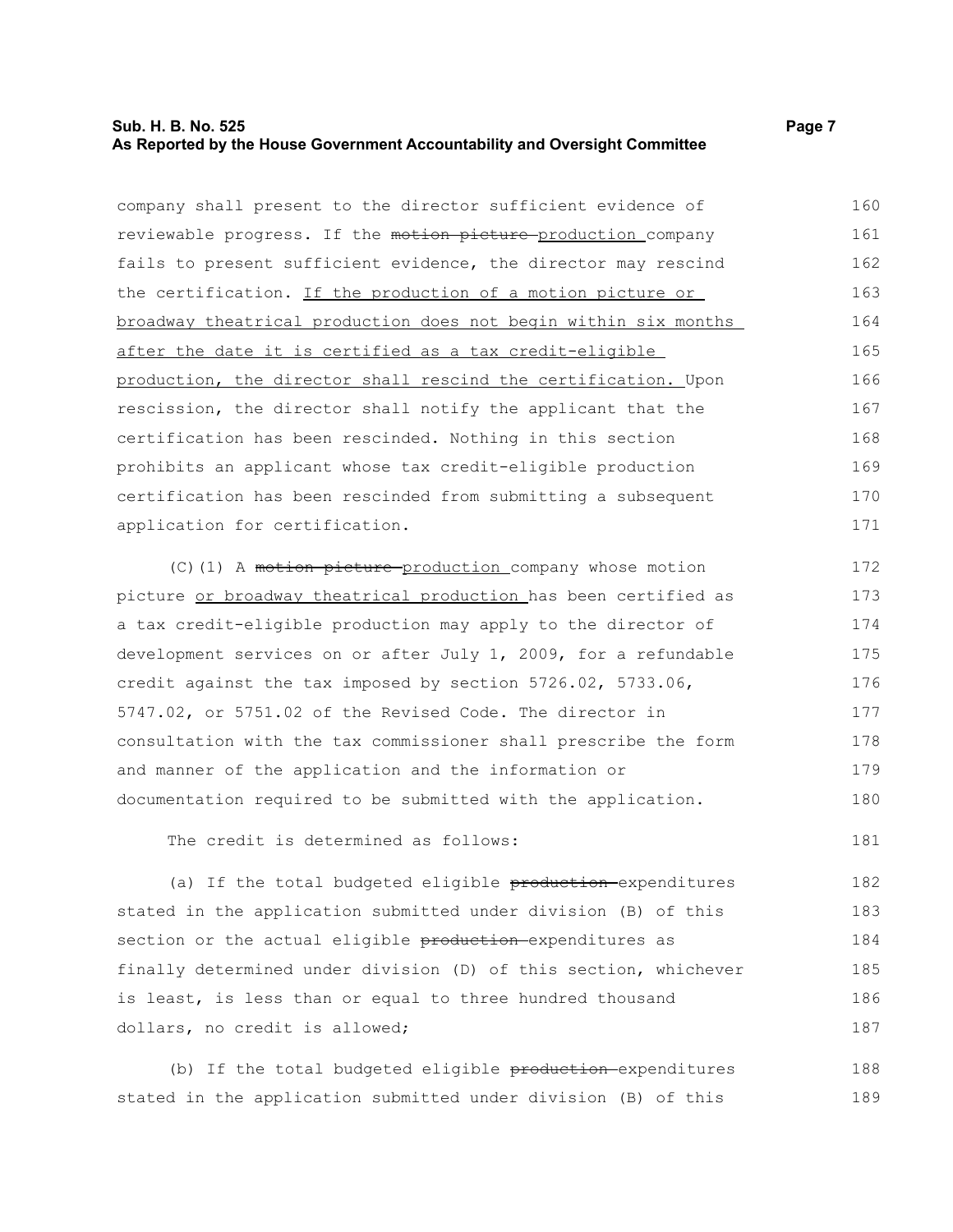company shall present to the director sufficient evidence of reviewable progress. If the ~~motion picture~~ production company fails to present sufficient evidence, the director may rescind the certification. <u>If the production of a motion picture or broadway theatrical production does not begin within six months after the date it is certified as a tax credit-eligible production, the director shall rescind the certification.</u> Upon rescission, the director shall notify the applicant that the certification has been rescinded. Nothing in this section prohibits an applicant whose tax credit-eligible production certification has been rescinded from submitting a subsequent application for certification.

(C)(1) A ~~motion picture~~ production company whose motion picture <u>or broadway theatrical production</u> has been certified as a tax credit-eligible production may apply to the director of development services on or after July 1, 2009, for a refundable credit against the tax imposed by section 5726.02, 5733.06, 5747.02, or 5751.02 of the Revised Code. The director in consultation with the tax commissioner shall prescribe the form and manner of the application and the information or documentation required to be submitted with the application.

The credit is determined as follows:

(a) If the total budgeted eligible ~~production~~ expenditures stated in the application submitted under division (B) of this section or the actual eligible ~~production~~ expenditures as finally determined under division (D) of this section, whichever is least, is less than or equal to three hundred thousand dollars, no credit is allowed;

(b) If the total budgeted eligible ~~production~~ expenditures stated in the application submitted under division (B) of this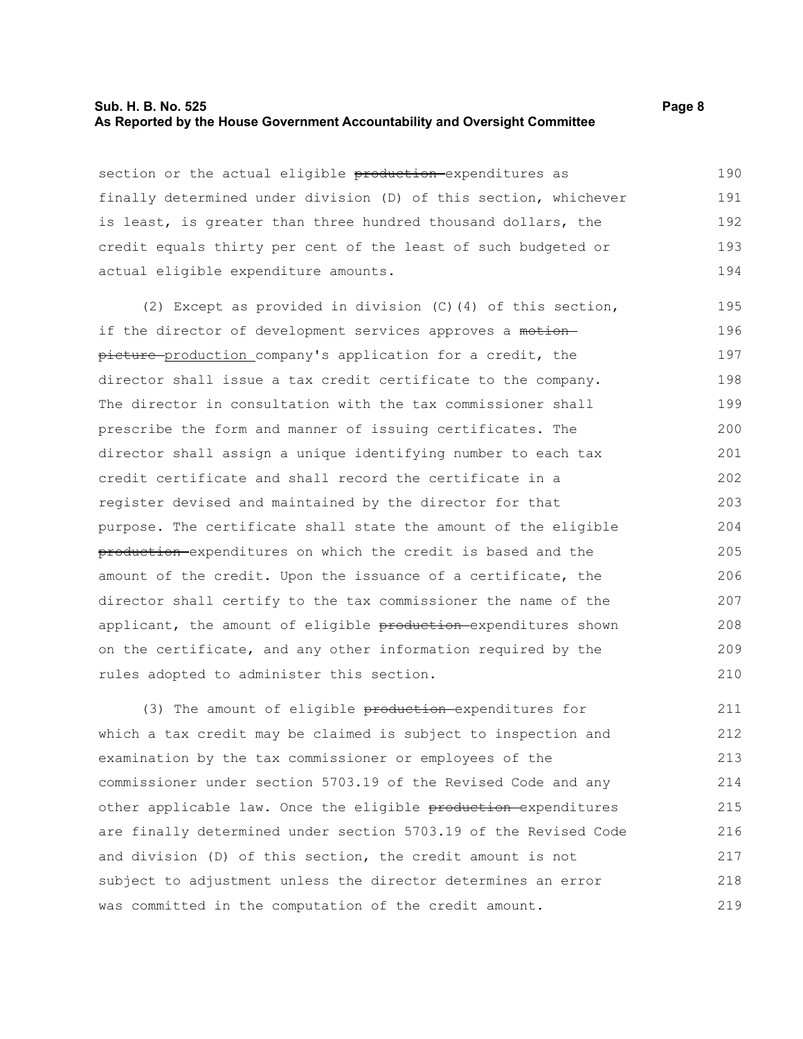section or the actual eligible ~~production~~ expenditures as finally determined under division (D) of this section, whichever is least, is greater than three hundred thousand dollars, the credit equals thirty per cent of the least of such budgeted or actual eligible expenditure amounts.

(2) Except as provided in division (C)(4) of this section, if the director of development services approves a ~~motion picture~~ production company's application for a credit, the director shall issue a tax credit certificate to the company. The director in consultation with the tax commissioner shall prescribe the form and manner of issuing certificates. The director shall assign a unique identifying number to each tax credit certificate and shall record the certificate in a register devised and maintained by the director for that purpose. The certificate shall state the amount of the eligible ~~production~~ expenditures on which the credit is based and the amount of the credit. Upon the issuance of a certificate, the director shall certify to the tax commissioner the name of the applicant, the amount of eligible ~~production~~ expenditures shown on the certificate, and any other information required by the rules adopted to administer this section.

(3) The amount of eligible ~~production~~ expenditures for which a tax credit may be claimed is subject to inspection and examination by the tax commissioner or employees of the commissioner under section 5703.19 of the Revised Code and any other applicable law. Once the eligible ~~production~~ expenditures are finally determined under section 5703.19 of the Revised Code and division (D) of this section, the credit amount is not subject to adjustment unless the director determines an error was committed in the computation of the credit amount.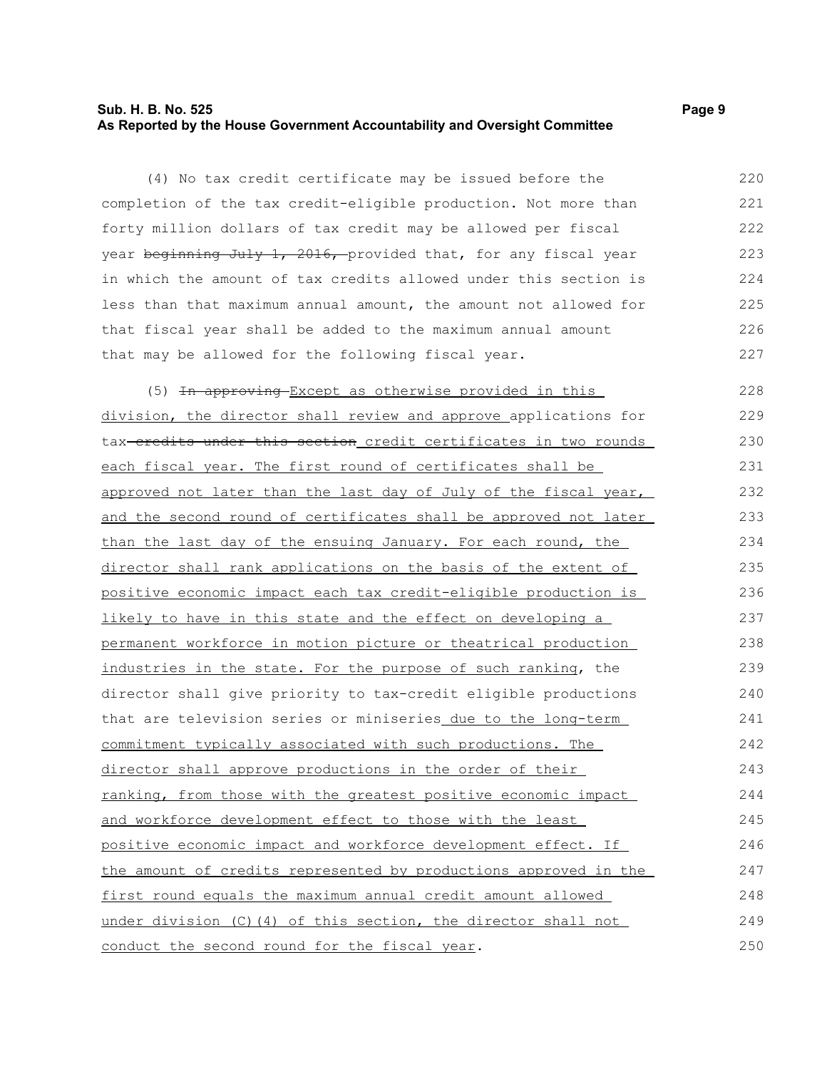(4) No tax credit certificate may be issued before the completion of the tax credit-eligible production. Not more than forty million dollars of tax credit may be allowed per fiscal year ~~beginning July 1, 2016,~~ provided that, for any fiscal year in which the amount of tax credits allowed under this section is less than that maximum annual amount, the amount not allowed for that fiscal year shall be added to the maximum annual amount that may be allowed for the following fiscal year.

(5) ~~In approving~~ <u>Except as otherwise provided in this division, the director shall review and approve</u> applications for tax ~~credits under this section~~ <u>credit certificates in two rounds each fiscal year. The first round of certificates shall be approved not later than the last day of July of the fiscal year, and the second round of certificates shall be approved not later than the last day of the ensuing January. For each round, the director shall rank applications on the basis of the extent of positive economic impact each tax credit-eligible production is likely to have in this state and the effect on developing a permanent workforce in motion picture or theatrical production industries in the state. For the purpose of such ranking</u>, the director shall give priority to tax-credit eligible productions that are television series or miniseries <u>due to the long-term commitment typically associated with such productions. The director shall approve productions in the order of their ranking, from those with the greatest positive economic impact and workforce development effect to those with the least positive economic impact and workforce development effect. If the amount of credits represented by productions approved in the first round equals the maximum annual credit amount allowed under division (C)(4) of this section, the director shall not conduct the second round for the fiscal year</u>.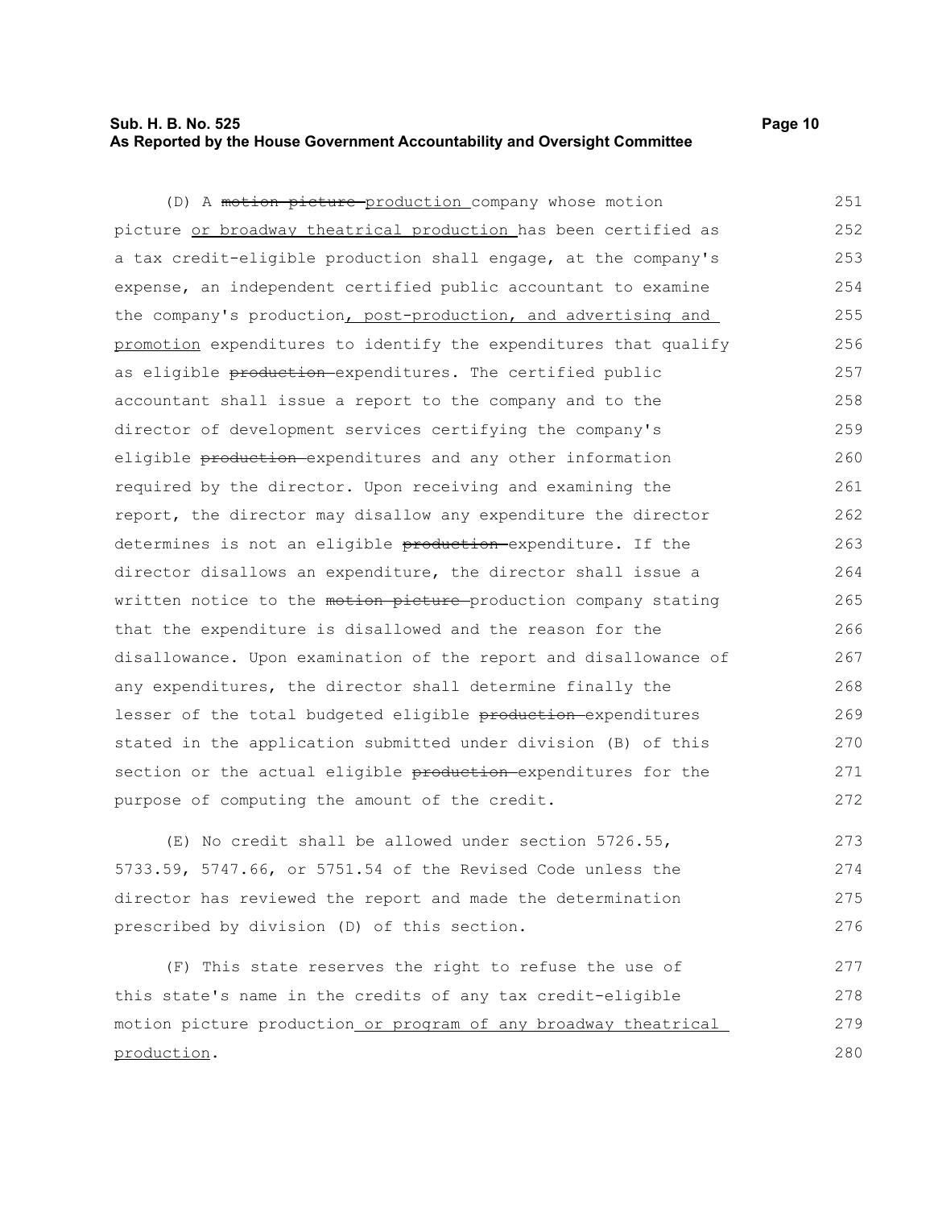(D) A ~~motion picture~~ <u>production</u> company whose motion picture <u>or broadway theatrical production</u> has been certified as a tax credit-eligible production shall engage, at the company's expense, an independent certified public accountant to examine the company's production<u>, post-production, and advertising and promotion</u> expenditures to identify the expenditures that qualify as eligible ~~production~~ expenditures. The certified public accountant shall issue a report to the company and to the director of development services certifying the company's eligible ~~production~~ expenditures and any other information required by the director. Upon receiving and examining the report, the director may disallow any expenditure the director determines is not an eligible ~~production~~ expenditure. If the director disallows an expenditure, the director shall issue a written notice to the ~~motion picture~~ production company stating that the expenditure is disallowed and the reason for the disallowance. Upon examination of the report and disallowance of any expenditures, the director shall determine finally the lesser of the total budgeted eligible ~~production~~ expenditures stated in the application submitted under division (B) of this section or the actual eligible ~~production~~ expenditures for the purpose of computing the amount of the credit.

(E) No credit shall be allowed under section 5726.55, 5733.59, 5747.66, or 5751.54 of the Revised Code unless the director has reviewed the report and made the determination prescribed by division (D) of this section.

(F) This state reserves the right to refuse the use of this state's name in the credits of any tax credit-eligible motion picture production<u> or program of any broadway theatrical production</u>.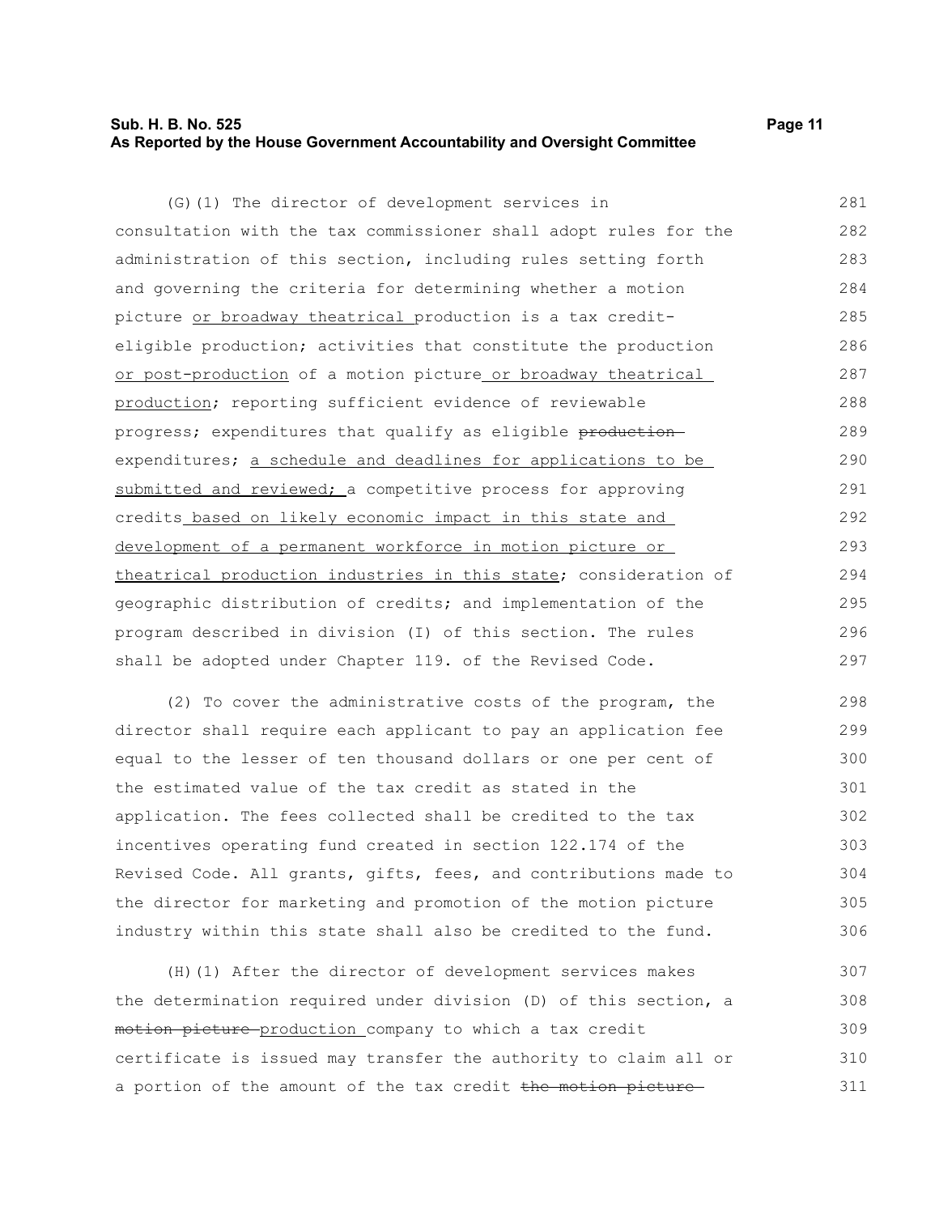(G)(1) The director of development services in consultation with the tax commissioner shall adopt rules for the administration of this section, including rules setting forth and governing the criteria for determining whether a motion picture or broadway theatrical production is a tax credit-eligible production; activities that constitute the production or post-production of a motion picture or broadway theatrical production; reporting sufficient evidence of reviewable progress; expenditures that qualify as eligible ~~production~~ expenditures; a schedule and deadlines for applications to be submitted and reviewed; a competitive process for approving credits based on likely economic impact in this state and development of a permanent workforce in motion picture or theatrical production industries in this state; consideration of geographic distribution of credits; and implementation of the program described in division (I) of this section. The rules shall be adopted under Chapter 119. of the Revised Code.

(2) To cover the administrative costs of the program, the director shall require each applicant to pay an application fee equal to the lesser of ten thousand dollars or one per cent of the estimated value of the tax credit as stated in the application. The fees collected shall be credited to the tax incentives operating fund created in section 122.174 of the Revised Code. All grants, gifts, fees, and contributions made to the director for marketing and promotion of the motion picture industry within this state shall also be credited to the fund.

(H)(1) After the director of development services makes the determination required under division (D) of this section, a ~~motion picture~~ production company to which a tax credit certificate is issued may transfer the authority to claim all or a portion of the amount of the tax credit ~~the motion picture~~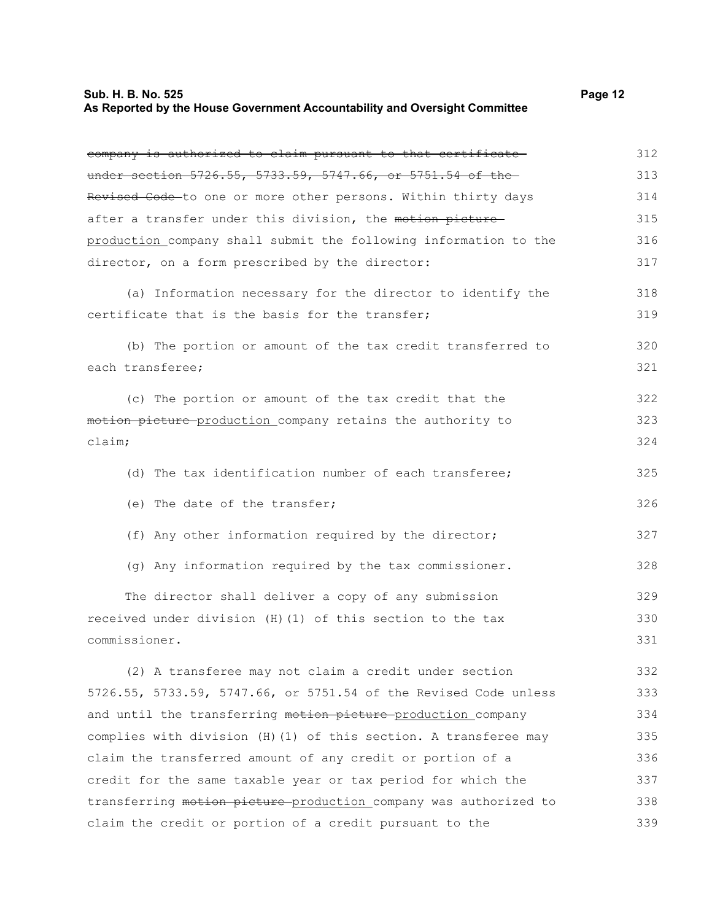~~company is authorized to claim pursuant to that certificate under section 5726.55, 5733.59, 5747.66, or 5751.54 of the Revised Code~~ to one or more other persons. Within thirty days after a transfer under this division, the ~~motion picture~~ production company shall submit the following information to the director, on a form prescribed by the director:

(a) Information necessary for the director to identify the certificate that is the basis for the transfer;

(b) The portion or amount of the tax credit transferred to each transferee;

(c) The portion or amount of the tax credit that the ~~motion picture~~ production company retains the authority to claim;

(d) The tax identification number of each transferee;

(e) The date of the transfer;

(f) Any other information required by the director;

(g) Any information required by the tax commissioner.

The director shall deliver a copy of any submission received under division (H)(1) of this section to the tax commissioner.

(2) A transferee may not claim a credit under section 5726.55, 5733.59, 5747.66, or 5751.54 of the Revised Code unless and until the transferring ~~motion picture~~ production company complies with division (H)(1) of this section. A transferee may claim the transferred amount of any credit or portion of a credit for the same taxable year or tax period for which the transferring ~~motion picture~~ production company was authorized to claim the credit or portion of a credit pursuant to the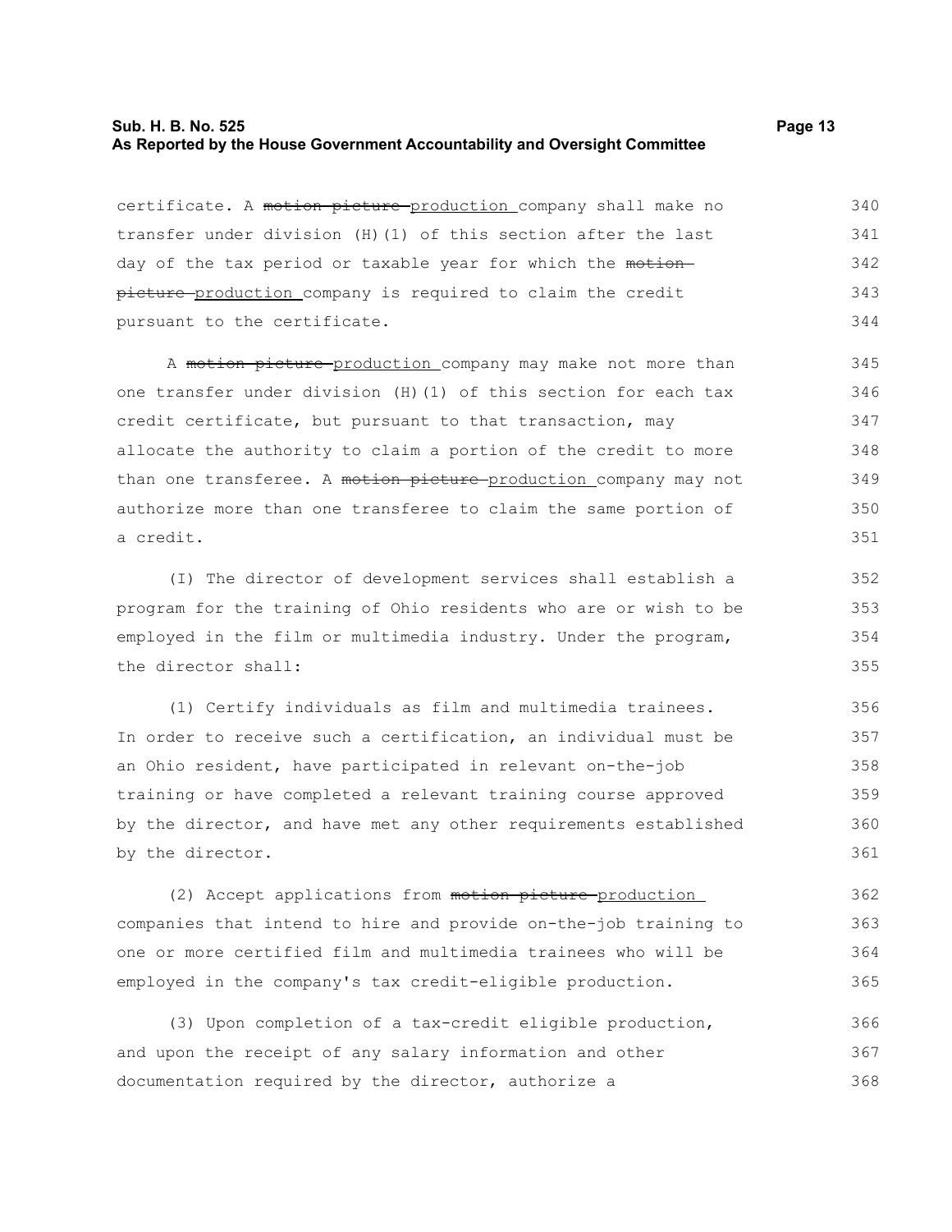certificate. A ~~motion picture~~ <u>production</u> company shall make no transfer under division (H)(1) of this section after the last day of the tax period or taxable year for which the ~~motion picture~~ <u>production</u> company is required to claim the credit pursuant to the certificate.

A ~~motion picture~~ <u>production</u> company may make not more than one transfer under division (H)(1) of this section for each tax credit certificate, but pursuant to that transaction, may allocate the authority to claim a portion of the credit to more than one transferee. A ~~motion picture~~ <u>production</u> company may not authorize more than one transferee to claim the same portion of a credit.

(I) The director of development services shall establish a program for the training of Ohio residents who are or wish to be employed in the film or multimedia industry. Under the program, the director shall:

(1) Certify individuals as film and multimedia trainees. In order to receive such a certification, an individual must be an Ohio resident, have participated in relevant on-the-job training or have completed a relevant training course approved by the director, and have met any other requirements established by the director.

(2) Accept applications from ~~motion picture~~ <u>production</u> companies that intend to hire and provide on-the-job training to one or more certified film and multimedia trainees who will be employed in the company's tax credit-eligible production.

(3) Upon completion of a tax-credit eligible production, and upon the receipt of any salary information and other documentation required by the director, authorize a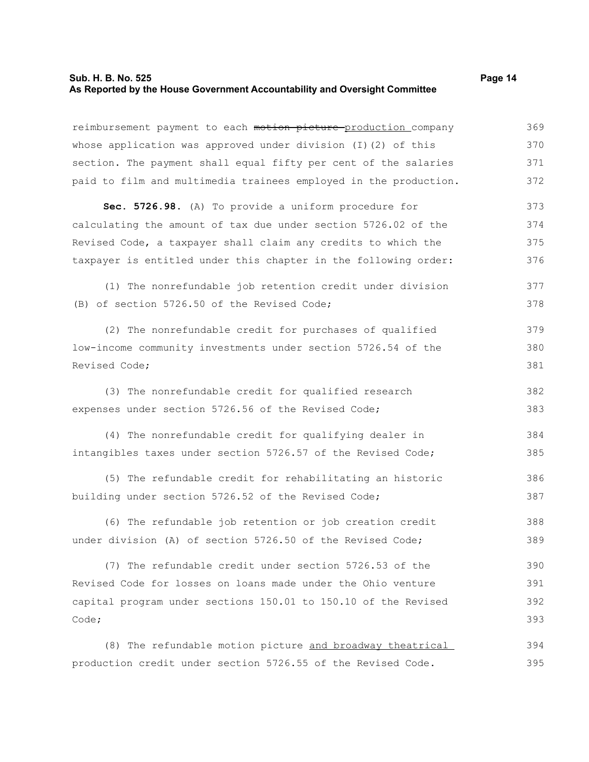reimbursement payment to each ~~motion picture~~ production company whose application was approved under division (I)(2) of this section. The payment shall equal fifty per cent of the salaries paid to film and multimedia trainees employed in the production.

**Sec. 5726.98.** (A) To provide a uniform procedure for calculating the amount of tax due under section 5726.02 of the Revised Code, a taxpayer shall claim any credits to which the taxpayer is entitled under this chapter in the following order:

(1) The nonrefundable job retention credit under division (B) of section 5726.50 of the Revised Code;

(2) The nonrefundable credit for purchases of qualified low-income community investments under section 5726.54 of the Revised Code;

(3) The nonrefundable credit for qualified research expenses under section 5726.56 of the Revised Code;

(4) The nonrefundable credit for qualifying dealer in intangibles taxes under section 5726.57 of the Revised Code;

(5) The refundable credit for rehabilitating an historic building under section 5726.52 of the Revised Code;

(6) The refundable job retention or job creation credit under division (A) of section 5726.50 of the Revised Code;

(7) The refundable credit under section 5726.53 of the Revised Code for losses on loans made under the Ohio venture capital program under sections 150.01 to 150.10 of the Revised Code;

(8) The refundable motion picture <u>and broadway theatrical</u> production credit under section 5726.55 of the Revised Code.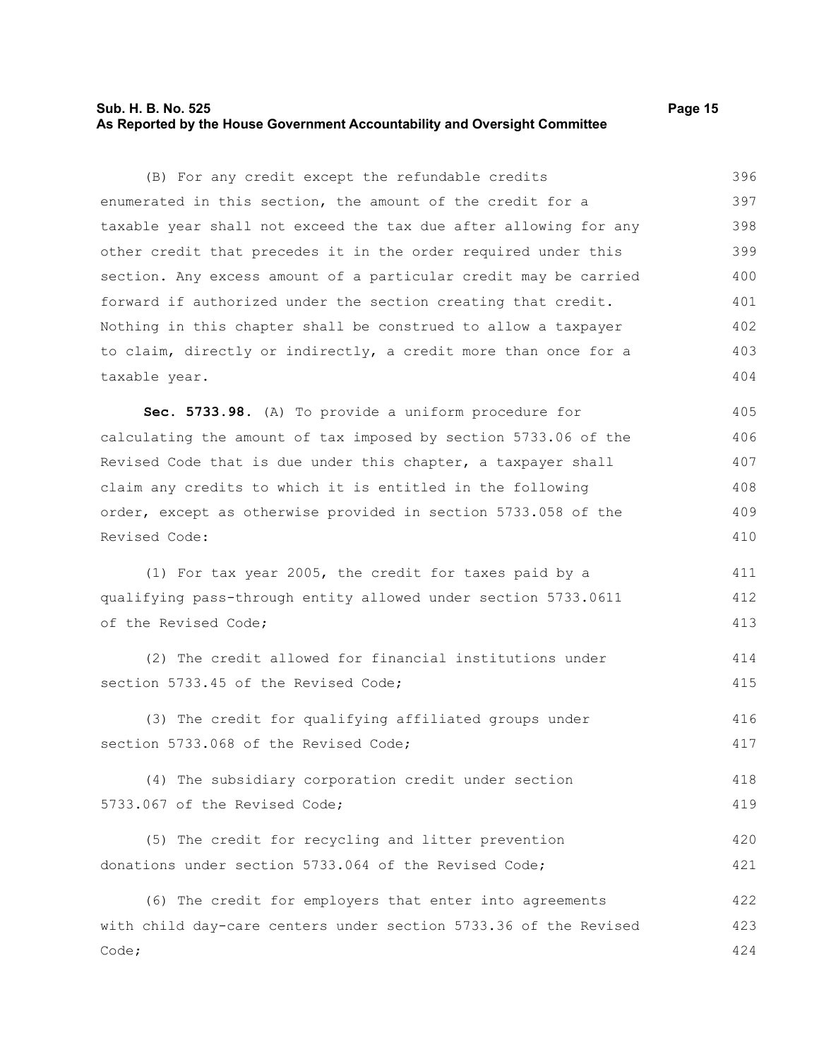(B) For any credit except the refundable credits enumerated in this section, the amount of the credit for a taxable year shall not exceed the tax due after allowing for any other credit that precedes it in the order required under this section. Any excess amount of a particular credit may be carried forward if authorized under the section creating that credit. Nothing in this chapter shall be construed to allow a taxpayer to claim, directly or indirectly, a credit more than once for a taxable year.

**Sec. 5733.98.** (A) To provide a uniform procedure for calculating the amount of tax imposed by section 5733.06 of the Revised Code that is due under this chapter, a taxpayer shall claim any credits to which it is entitled in the following order, except as otherwise provided in section 5733.058 of the Revised Code:

(1) For tax year 2005, the credit for taxes paid by a qualifying pass-through entity allowed under section 5733.0611 of the Revised Code;

(2) The credit allowed for financial institutions under section 5733.45 of the Revised Code;

(3) The credit for qualifying affiliated groups under section 5733.068 of the Revised Code;

(4) The subsidiary corporation credit under section 5733.067 of the Revised Code;

(5) The credit for recycling and litter prevention donations under section 5733.064 of the Revised Code;

(6) The credit for employers that enter into agreements with child day-care centers under section 5733.36 of the Revised Code;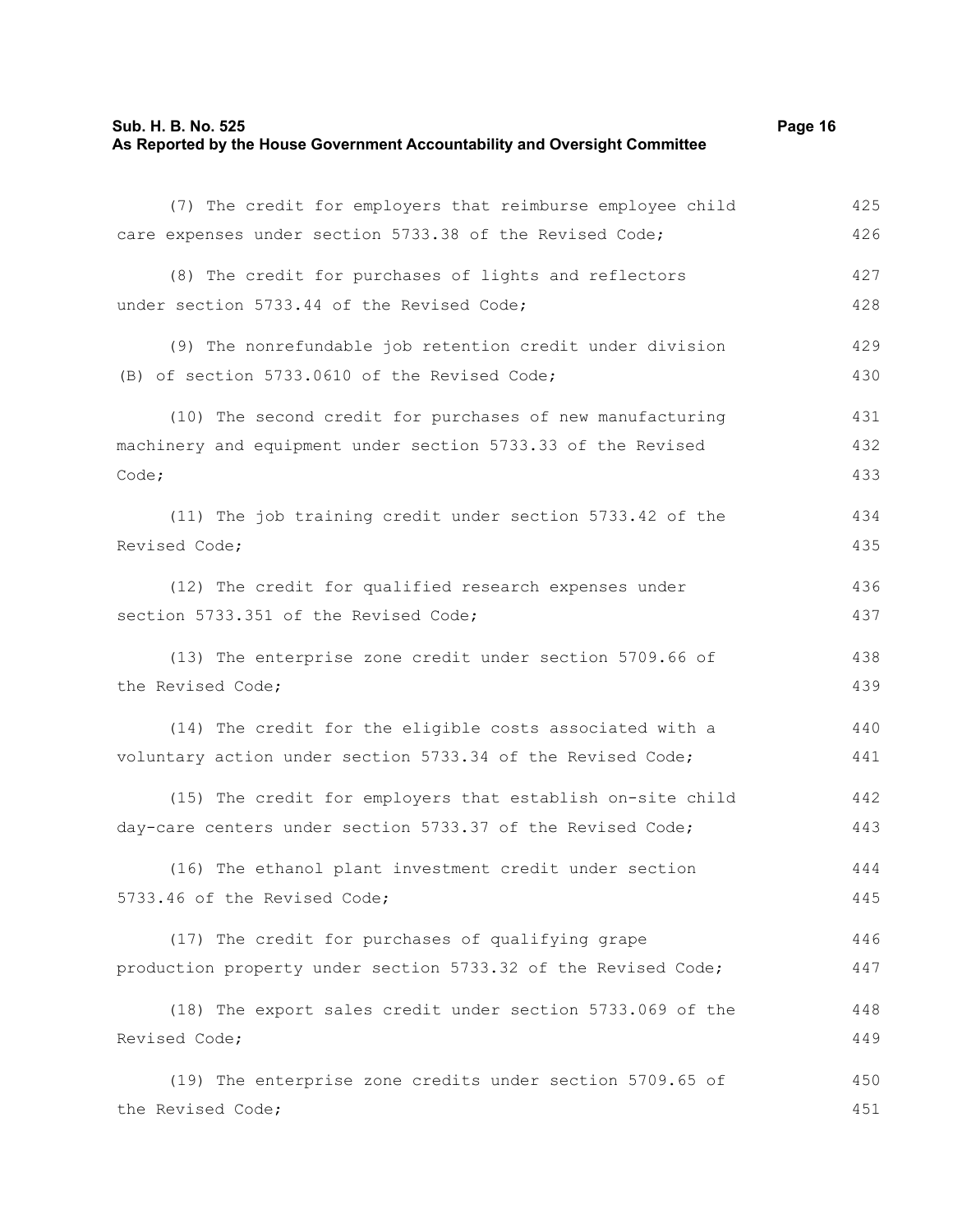(7) The credit for employers that reimburse employee child care expenses under section 5733.38 of the Revised Code;

(8) The credit for purchases of lights and reflectors under section 5733.44 of the Revised Code;

(9) The nonrefundable job retention credit under division (B) of section 5733.0610 of the Revised Code;

(10) The second credit for purchases of new manufacturing machinery and equipment under section 5733.33 of the Revised Code;

(11) The job training credit under section 5733.42 of the Revised Code;

(12) The credit for qualified research expenses under section 5733.351 of the Revised Code;

(13) The enterprise zone credit under section 5709.66 of the Revised Code;

(14) The credit for the eligible costs associated with a voluntary action under section 5733.34 of the Revised Code;

(15) The credit for employers that establish on-site child day-care centers under section 5733.37 of the Revised Code;

(16) The ethanol plant investment credit under section 5733.46 of the Revised Code;

(17) The credit for purchases of qualifying grape production property under section 5733.32 of the Revised Code;

(18) The export sales credit under section 5733.069 of the Revised Code;

(19) The enterprise zone credits under section 5709.65 of the Revised Code;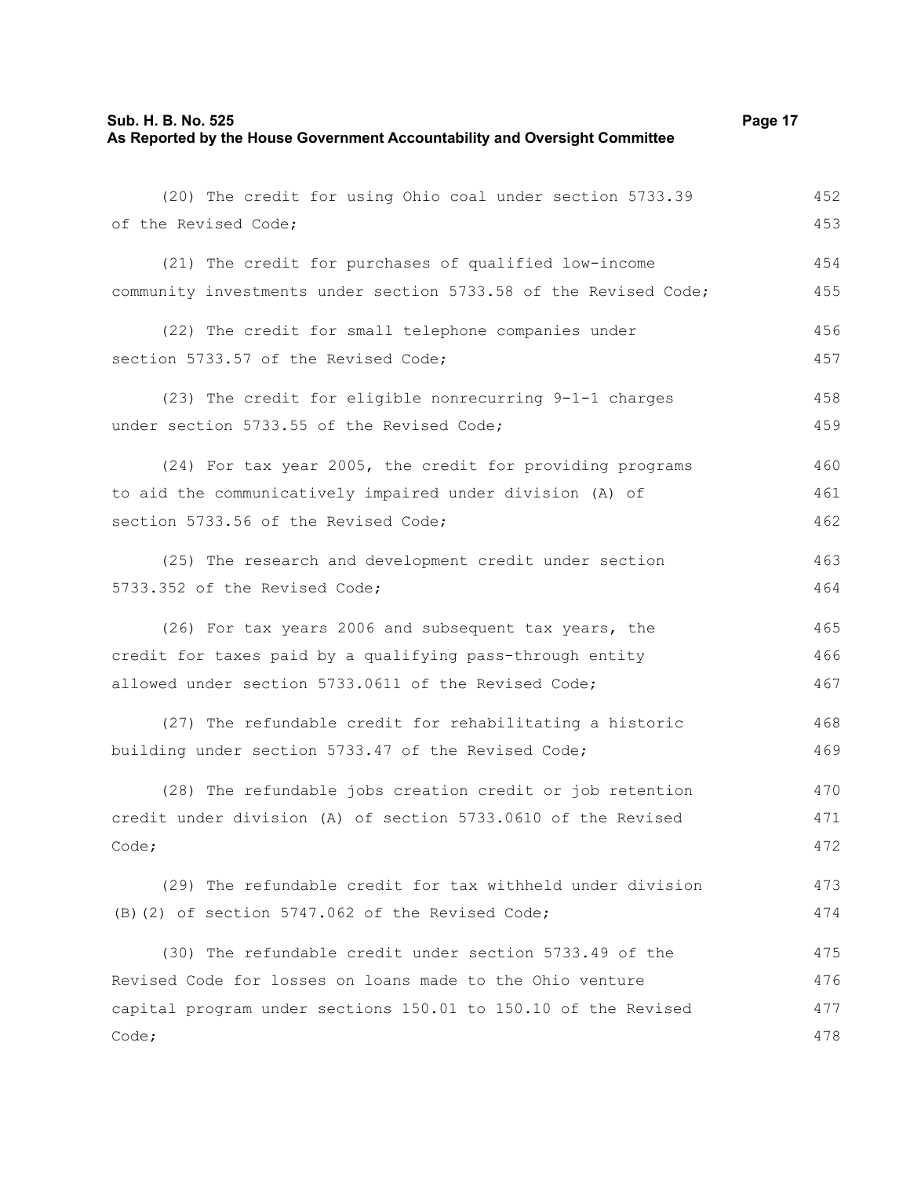(20) The credit for using Ohio coal under section 5733.39 of the Revised Code;

(21) The credit for purchases of qualified low-income community investments under section 5733.58 of the Revised Code;

(22) The credit for small telephone companies under section 5733.57 of the Revised Code;

(23) The credit for eligible nonrecurring 9-1-1 charges under section 5733.55 of the Revised Code;

(24) For tax year 2005, the credit for providing programs to aid the communicatively impaired under division (A) of section 5733.56 of the Revised Code;

(25) The research and development credit under section 5733.352 of the Revised Code;

(26) For tax years 2006 and subsequent tax years, the credit for taxes paid by a qualifying pass-through entity allowed under section 5733.0611 of the Revised Code;

(27) The refundable credit for rehabilitating a historic building under section 5733.47 of the Revised Code;

(28) The refundable jobs creation credit or job retention credit under division (A) of section 5733.0610 of the Revised Code;

(29) The refundable credit for tax withheld under division (B)(2) of section 5747.062 of the Revised Code;

(30) The refundable credit under section 5733.49 of the Revised Code for losses on loans made to the Ohio venture capital program under sections 150.01 to 150.10 of the Revised Code;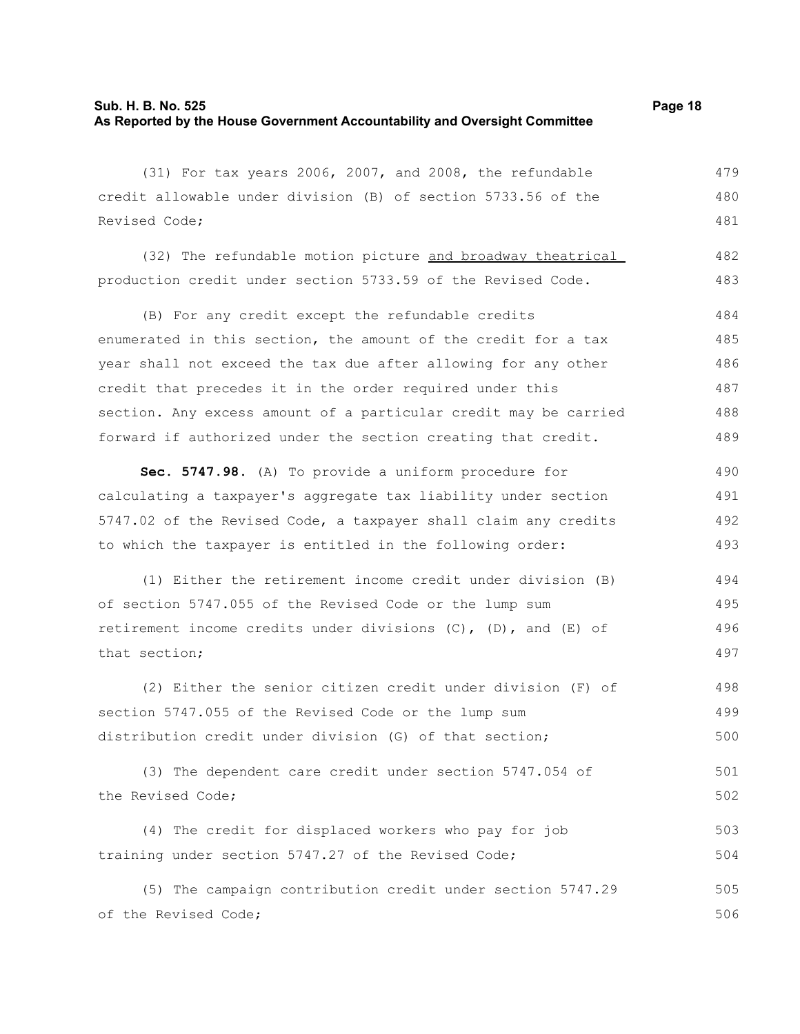(31) For tax years 2006, 2007, and 2008, the refundable credit allowable under division (B) of section 5733.56 of the Revised Code;

(32) The refundable motion picture <u>and broadway theatrical</u> production credit under section 5733.59 of the Revised Code.

(B) For any credit except the refundable credits enumerated in this section, the amount of the credit for a tax year shall not exceed the tax due after allowing for any other credit that precedes it in the order required under this section. Any excess amount of a particular credit may be carried forward if authorized under the section creating that credit.

**Sec. 5747.98.** (A) To provide a uniform procedure for calculating a taxpayer's aggregate tax liability under section 5747.02 of the Revised Code, a taxpayer shall claim any credits to which the taxpayer is entitled in the following order:

(1) Either the retirement income credit under division (B) of section 5747.055 of the Revised Code or the lump sum retirement income credits under divisions (C), (D), and (E) of that section;

(2) Either the senior citizen credit under division (F) of section 5747.055 of the Revised Code or the lump sum distribution credit under division (G) of that section;

(3) The dependent care credit under section 5747.054 of the Revised Code;

(4) The credit for displaced workers who pay for job training under section 5747.27 of the Revised Code;

(5) The campaign contribution credit under section 5747.29 of the Revised Code;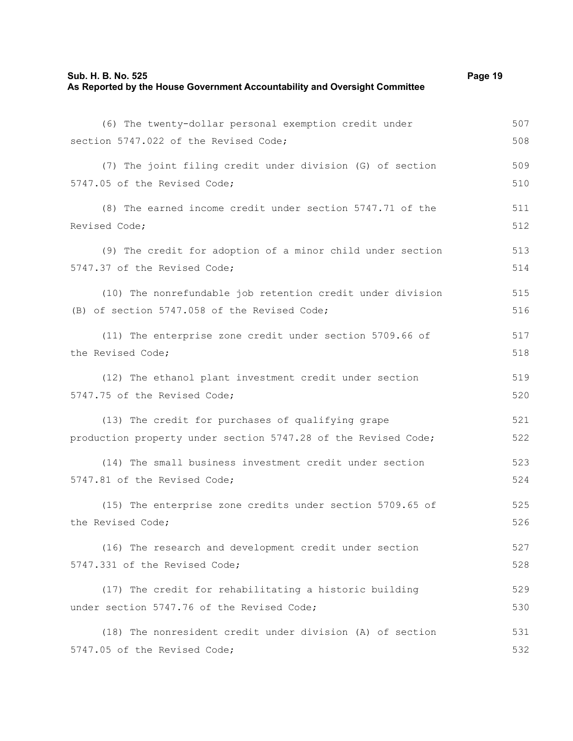(6) The twenty-dollar personal exemption credit under section 5747.022 of the Revised Code;

(7) The joint filing credit under division (G) of section 5747.05 of the Revised Code;

(8) The earned income credit under section 5747.71 of the Revised Code;

(9) The credit for adoption of a minor child under section 5747.37 of the Revised Code;

(10) The nonrefundable job retention credit under division (B) of section 5747.058 of the Revised Code;

(11) The enterprise zone credit under section 5709.66 of the Revised Code;

(12) The ethanol plant investment credit under section 5747.75 of the Revised Code;

(13) The credit for purchases of qualifying grape production property under section 5747.28 of the Revised Code;

(14) The small business investment credit under section 5747.81 of the Revised Code;

(15) The enterprise zone credits under section 5709.65 of the Revised Code;

(16) The research and development credit under section 5747.331 of the Revised Code;

(17) The credit for rehabilitating a historic building under section 5747.76 of the Revised Code;

(18) The nonresident credit under division (A) of section 5747.05 of the Revised Code;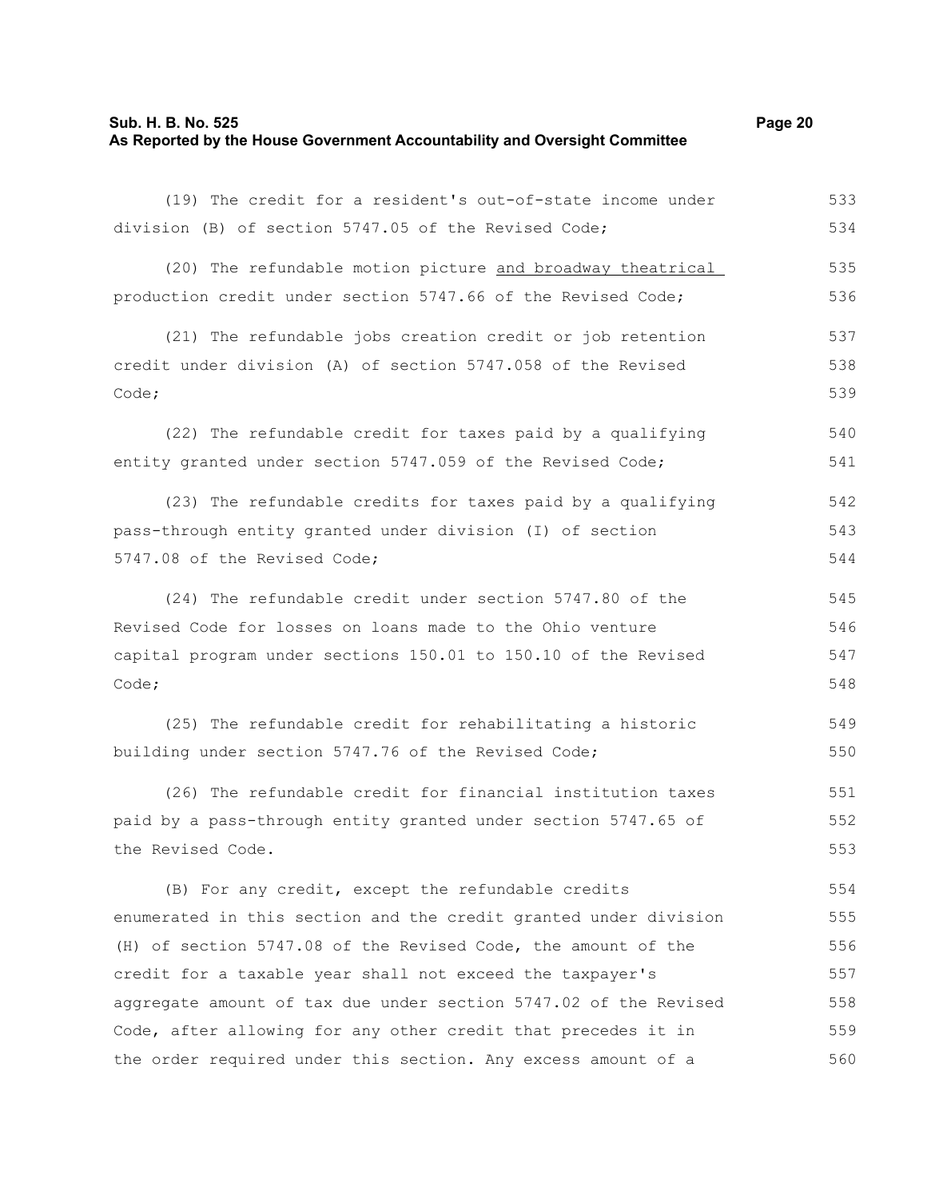(19) The credit for a resident's out-of-state income under division (B) of section 5747.05 of the Revised Code;

(20) The refundable motion picture <u>and broadway theatrical</u> production credit under section 5747.66 of the Revised Code;

(21) The refundable jobs creation credit or job retention credit under division (A) of section 5747.058 of the Revised Code;

(22) The refundable credit for taxes paid by a qualifying entity granted under section 5747.059 of the Revised Code;

(23) The refundable credits for taxes paid by a qualifying pass-through entity granted under division (I) of section 5747.08 of the Revised Code;

(24) The refundable credit under section 5747.80 of the Revised Code for losses on loans made to the Ohio venture capital program under sections 150.01 to 150.10 of the Revised Code;

(25) The refundable credit for rehabilitating a historic building under section 5747.76 of the Revised Code;

(26) The refundable credit for financial institution taxes paid by a pass-through entity granted under section 5747.65 of the Revised Code.

(B) For any credit, except the refundable credits enumerated in this section and the credit granted under division (H) of section 5747.08 of the Revised Code, the amount of the credit for a taxable year shall not exceed the taxpayer's aggregate amount of tax due under section 5747.02 of the Revised Code, after allowing for any other credit that precedes it in the order required under this section. Any excess amount of a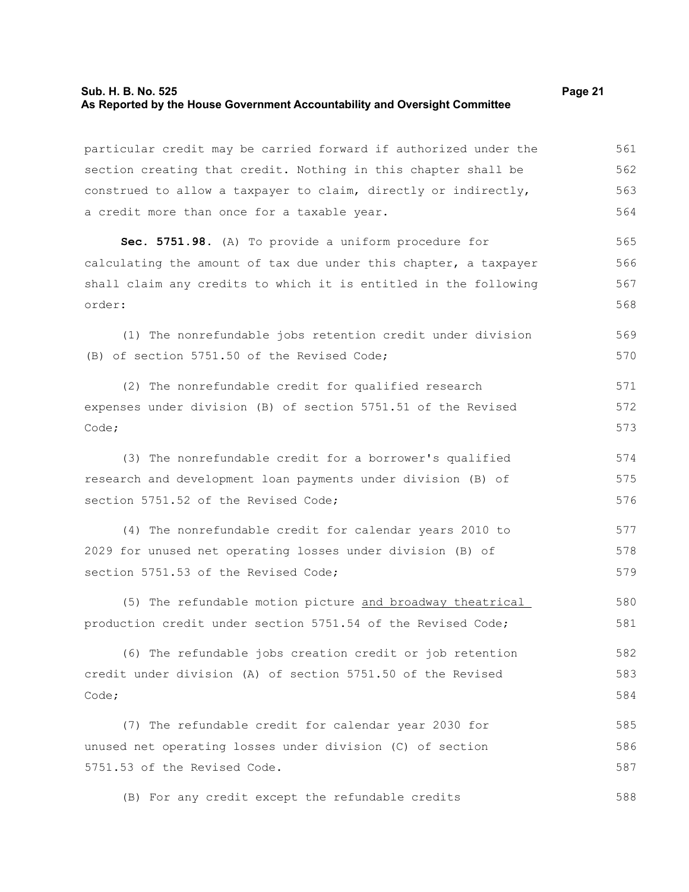particular credit may be carried forward if authorized under the section creating that credit. Nothing in this chapter shall be construed to allow a taxpayer to claim, directly or indirectly, a credit more than once for a taxable year.

**Sec. 5751.98.** (A) To provide a uniform procedure for calculating the amount of tax due under this chapter, a taxpayer shall claim any credits to which it is entitled in the following order:

(1) The nonrefundable jobs retention credit under division (B) of section 5751.50 of the Revised Code;

(2) The nonrefundable credit for qualified research expenses under division (B) of section 5751.51 of the Revised Code;

(3) The nonrefundable credit for a borrower's qualified research and development loan payments under division (B) of section 5751.52 of the Revised Code;

(4) The nonrefundable credit for calendar years 2010 to 2029 for unused net operating losses under division (B) of section 5751.53 of the Revised Code;

(5) The refundable motion picture <u>and broadway theatrical</u> production credit under section 5751.54 of the Revised Code;

(6) The refundable jobs creation credit or job retention credit under division (A) of section 5751.50 of the Revised Code;

(7) The refundable credit for calendar year 2030 for unused net operating losses under division (C) of section 5751.53 of the Revised Code.

(B) For any credit except the refundable credits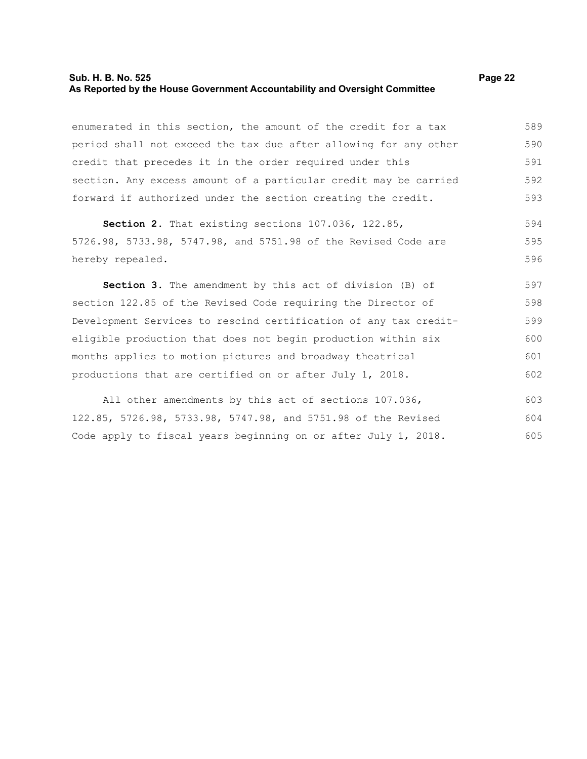enumerated in this section, the amount of the credit for a tax period shall not exceed the tax due after allowing for any other credit that precedes it in the order required under this section. Any excess amount of a particular credit may be carried forward if authorized under the section creating the credit.

**Section 2.** That existing sections 107.036, 122.85, 5726.98, 5733.98, 5747.98, and 5751.98 of the Revised Code are hereby repealed.

**Section 3.** The amendment by this act of division (B) of section 122.85 of the Revised Code requiring the Director of Development Services to rescind certification of any tax credit-eligible production that does not begin production within six months applies to motion pictures and broadway theatrical productions that are certified on or after July 1, 2018.

All other amendments by this act of sections 107.036, 122.85, 5726.98, 5733.98, 5747.98, and 5751.98 of the Revised Code apply to fiscal years beginning on or after July 1, 2018.